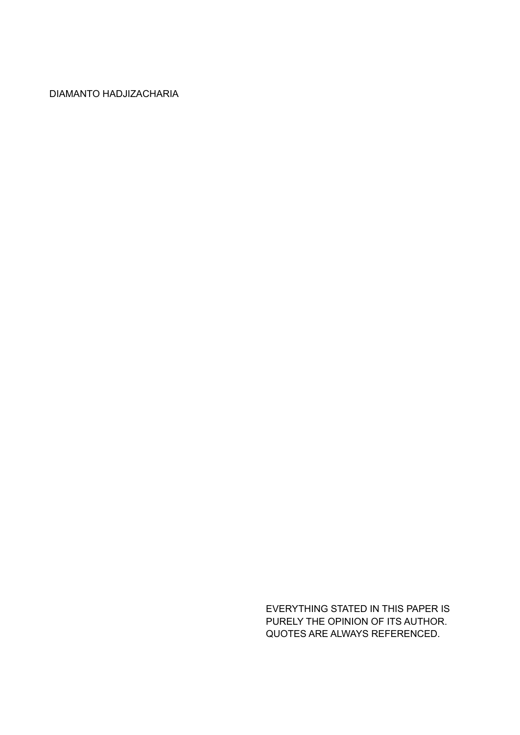DIAMANTO HADJIZACHARIA

EVERYTHING STATED IN THIS PAPER IS PURELY THE OPINION OF ITS AUTHOR. QUOTES ARE ALWAYS REFERENCED.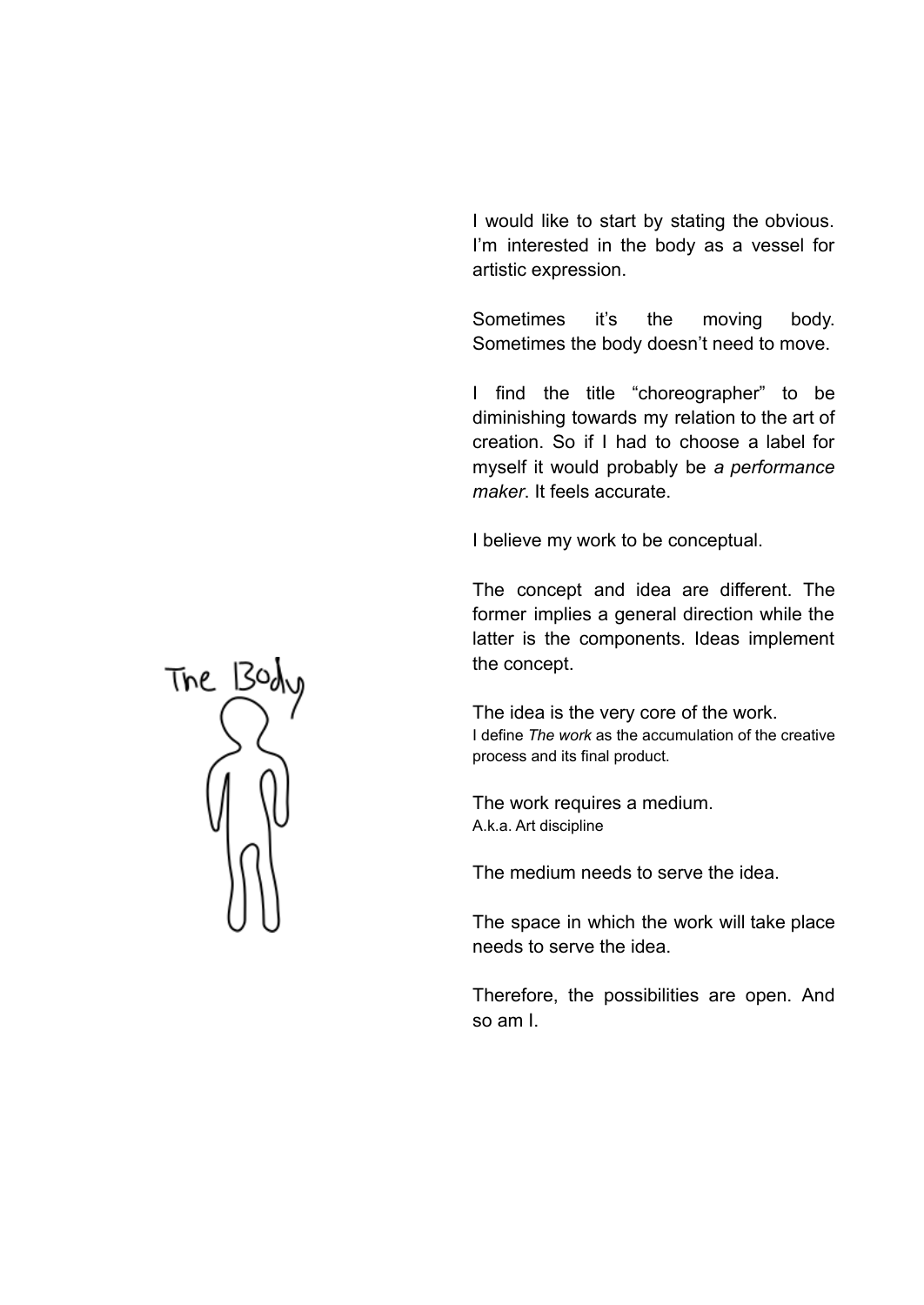# The Body

I would like to start by stating the obvious. I'm interested in the body as a vessel for artistic expression.

Sometimes it's the moving body. Sometimes the body doesn't need to move.

I find the title "choreographer" to be diminishing towards my relation to the art of creation. So if I had to choose a label for myself it would probably be *a performance maker*. It feels accurate.

I believe my work to be conceptual.

The concept and idea are different. The former implies a general direction while the latter is the components. Ideas implement the concept.

The idea is the very core of the work.
I define *The work* as the accumulation of the creative process and its final product.

The work requires a medium.
A.k.a. Art discipline

The medium needs to serve the idea.

The space in which the work will take place needs to serve the idea.

Therefore, the possibilities are open. And so am I.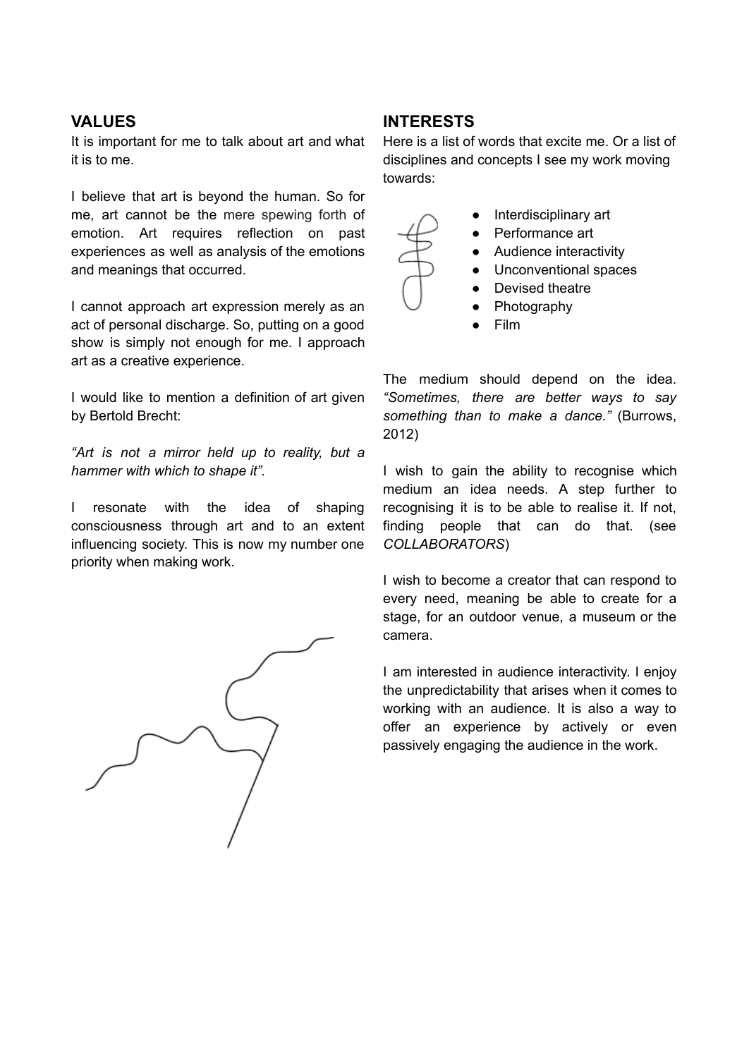## VALUES

It is important for me to talk about art and what it is to me.

I believe that art is beyond the human. So for me, art cannot be the mere spewing forth of emotion. Art requires reflection on past experiences as well as analysis of the emotions and meanings that occurred.

I cannot approach art expression merely as an act of personal discharge. So, putting on a good show is simply not enough for me. I approach art as a creative experience.

I would like to mention a definition of art given by Bertold Brecht:

*"Art is not a mirror held up to reality, but a hammer with which to shape it".*

I resonate with the idea of shaping consciousness through art and to an extent influencing society. This is now my number one priority when making work.

## INTERESTS

Here is a list of words that excite me. Or a list of disciplines and concepts I see my work moving towards:

- Interdisciplinary art
- Performance art
- Audience interactivity
- Unconventional spaces
- Devised theatre
- Photography
- Film

The medium should depend on the idea. *"Sometimes, there are better ways to say something than to make a dance."* (Burrows, 2012)

I wish to gain the ability to recognise which medium an idea needs. A step further to recognising it is to be able to realise it. If not, finding people that can do that. (see *COLLABORATORS*)

I wish to become a creator that can respond to every need, meaning be able to create for a stage, for an outdoor venue, a museum or the camera.

I am interested in audience interactivity. I enjoy the unpredictability that arises when it comes to working with an audience. It is also a way to offer an experience by actively or even passively engaging the audience in the work.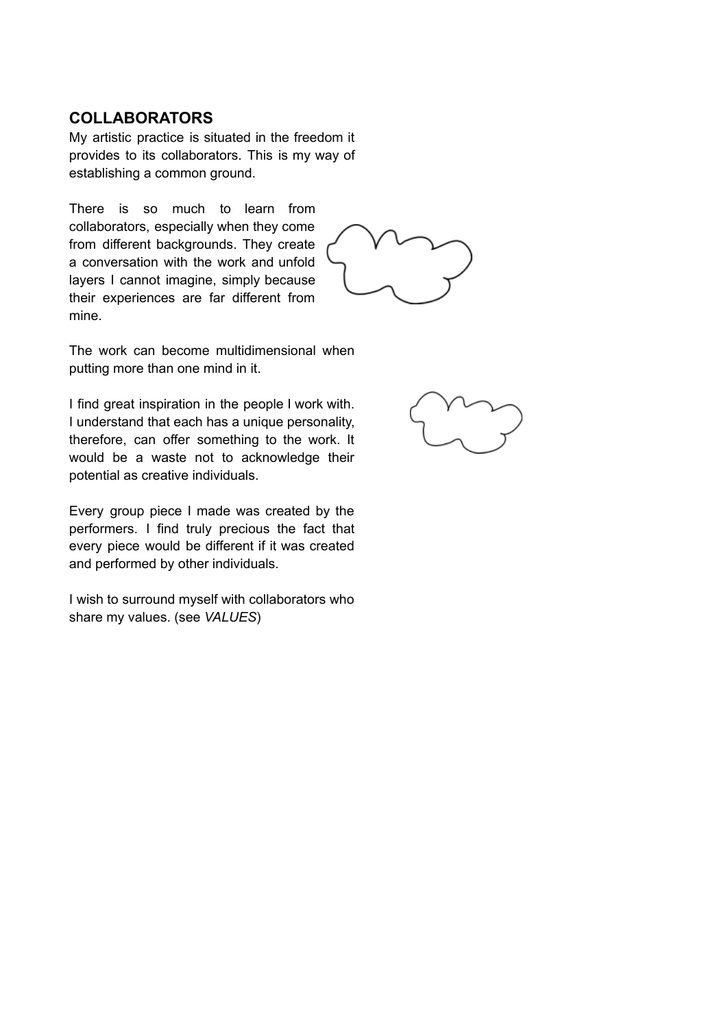## COLLABORATORS

My artistic practice is situated in the freedom it provides to its collaborators. This is my way of establishing a common ground.

There is so much to learn from collaborators, especially when they come from different backgrounds. They create a conversation with the work and unfold layers I cannot imagine, simply because their experiences are far different from mine.

The work can become multidimensional when putting more than one mind in it.

I find great inspiration in the people I work with. I understand that each has a unique personality, therefore, can offer something to the work. It would be a waste not to acknowledge their potential as creative individuals.

Every group piece I made was created by the performers. I find truly precious the fact that every piece would be different if it was created and performed by other individuals.

I wish to surround myself with collaborators who share my values. (see *VALUES*)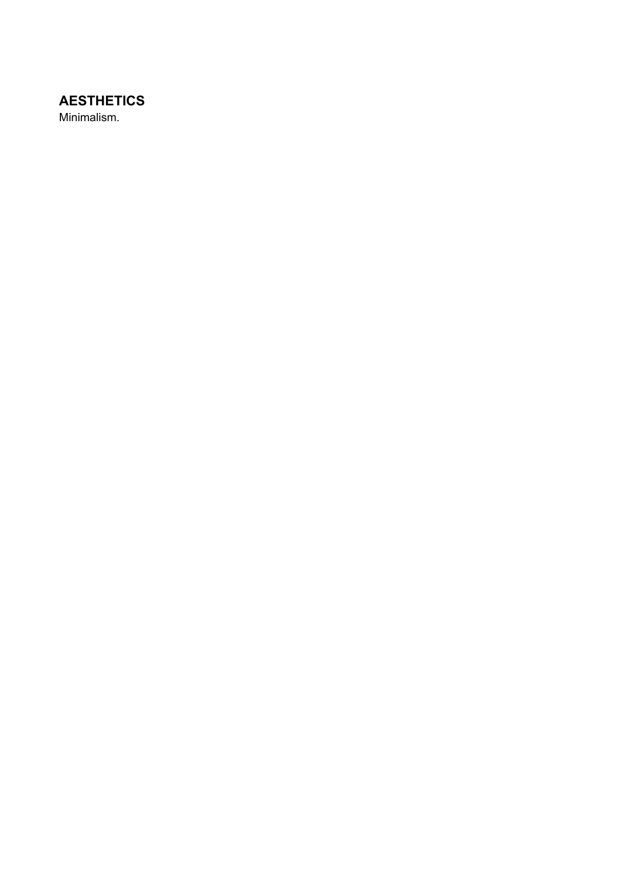**AESTHETICS**

Minimalism.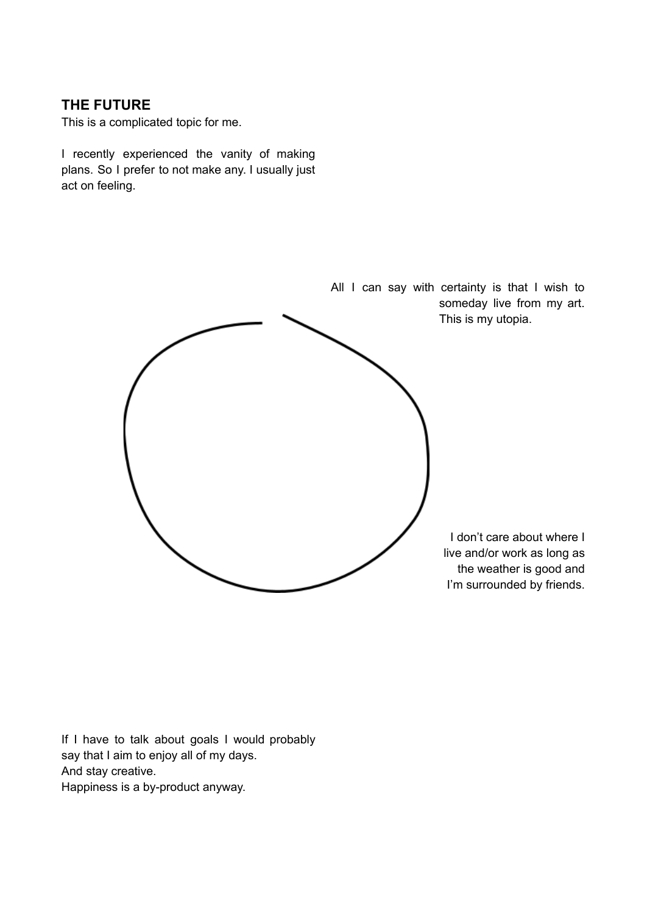## THE FUTURE

This is a complicated topic for me.

I recently experienced the vanity of making plans. So I prefer to not make any. I usually just act on feeling.

All I can say with certainty is that I wish to someday live from my art. This is my utopia.

I don't care about where I live and/or work as long as the weather is good and I'm surrounded by friends.

If I have to talk about goals I would probably say that I aim to enjoy all of my days.
And stay creative.
Happiness is a by-product anyway.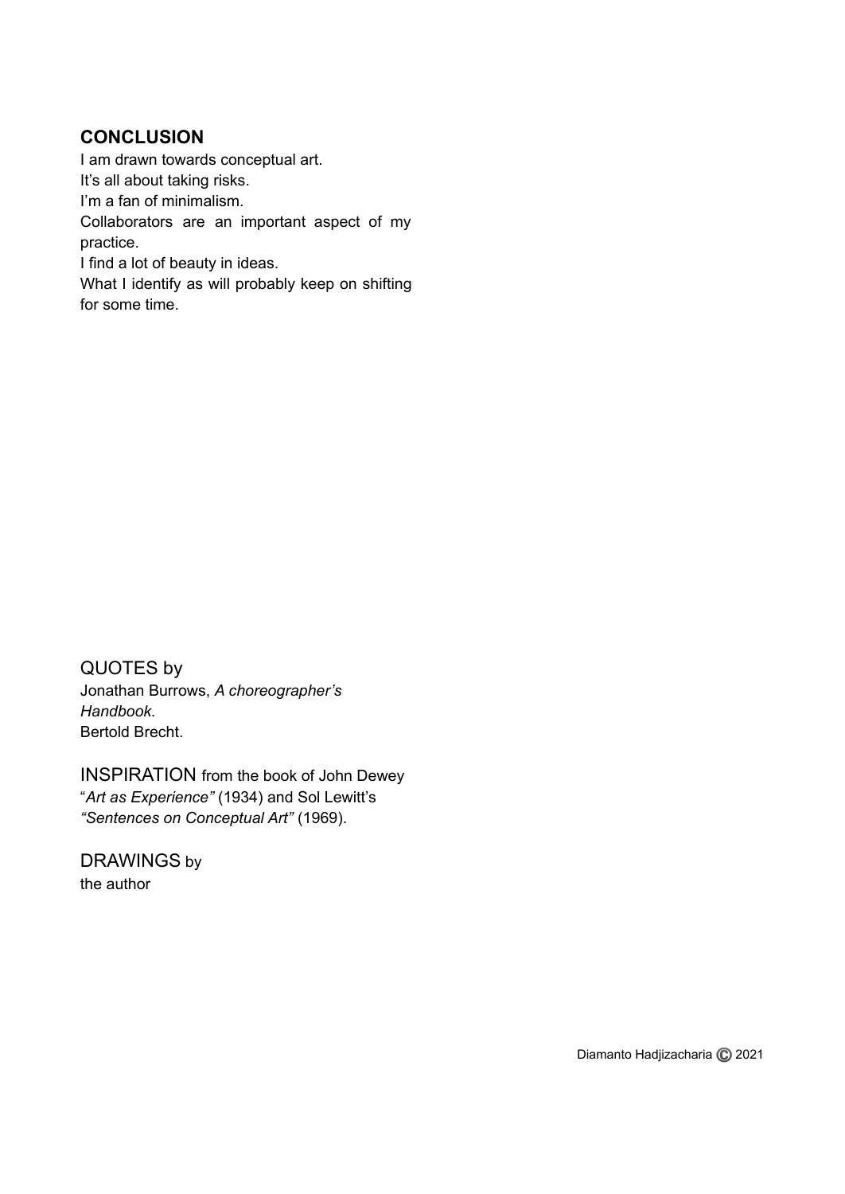## CONCLUSION

I am drawn towards conceptual art.
It's all about taking risks.
I'm a fan of minimalism.
Collaborators are an important aspect of my practice.
I find a lot of beauty in ideas.
What I identify as will probably keep on shifting for some time.

QUOTES by
Jonathan Burrows, *A choreographer's Handbook.*
Bertold Brecht.

INSPIRATION from the book of John Dewey "*Art as Experience"* (1934) and Sol Lewitt's *"Sentences on Conceptual Art"* (1969).

DRAWINGS by
the author

Diamanto Hadjizacharia © 2021